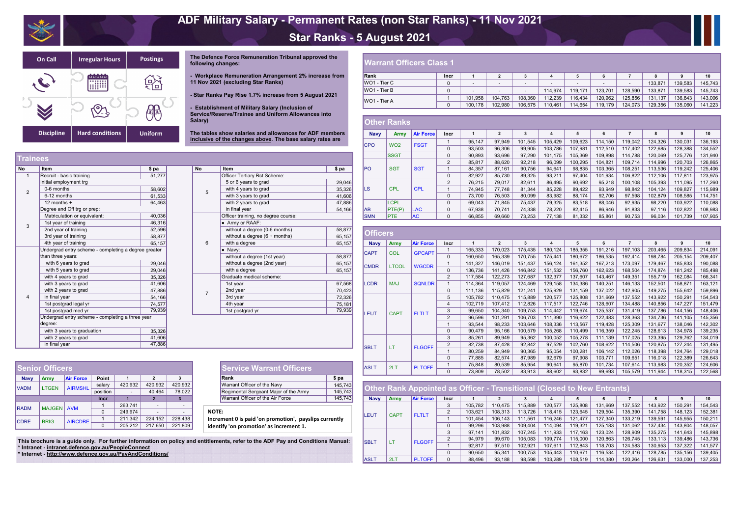# ADF Military Salary - Permanent Rates (non Star Ranks) - 11 Nov 2021

## Star Ranks - 5 August 2021

On Call | Irregular Hours | Postings | Discipline | Hard conditions | Uniform

The Defence Force Remuneration Tribunal approved the following changes:

- Workplace Remuneration Arrangement 2% increase from 11 Nov 2021 (excluding Star Ranks)
- Star Ranks Pay Rise 1.7% increase from 5 August 2021
- Establishment of Military Salary (Inclusion of Service/Reserve/Trainee and Uniform Allowances into Salary)

The tables show salaries and allowances for ADF members inclusive of the changes above. The base salary rates are

## Trainees

| No | Item | $ pa |
|---|---|---|
| 1 | Recruit - basic training | 51,277 |
| 2 | Initial employment trg | |
| | 0-6 months | 58,602 |
| | 6-12 months | 61,533 |
| | 12 months + | 64,463 |
| 3 | Degree and Off trg or prep: | |
| | Matriculation or equivalent: | 40,036 |
| | 1st year of training | 46,316 |
| | 2nd year of training | 52,596 |
| | 3rd year of training | 58,877 |
| | 4th year of training | 65,157 |
| 4 | Undergrad entry scheme - completing a degree greater than three years: | |
| | with 6 years to grad | 29,046 |
| | with 5 years to grad | 29,046 |
| | with 4 years to grad | 35,326 |
| | with 3 years to grad | 41,606 |
| | with 2 years to grad | 47,886 |
| | in final year | 54,166 |
| | 1st postgrad legal yr | 74,577 |
| | 1st postgrad med yr | 79,939 |
| | Undergrad entry scheme - completing a three year degree: | |
| | with 3 years to graduation | 35,326 |
| | with 2 years to grad | 41,606 |
| | in final year | 47,886 |

| No | Item | $ pa |
|---|---|---|
| 5 | Officer Tertiary Rct Scheme: | |
| | 5 or 6 years to grad | 29,046 |
| | with 4 years to grad | 35,326 |
| | with 3 years to grad | 41,606 |
| | with 2 years to grad | 47,886 |
| | in final year | 54,166 |
| 6 | Officer training, no degree course: | |
| | • Army or RAAF: | |
| | without a degree (0-6 months) | 58,877 |
| | without a degree (6 + months) | 65,157 |
| | with a degree | 65,157 |
| | • Navy: | |
| | without a degree (1st year) | 58,877 |
| | without a degree (2nd year) | 65,157 |
| | with a degree | 65,157 |
| 7 | Graduate medical scheme: | |
| | 1st year | 67,568 |
| | 2nd year | 70,423 |
| | 3rd year | 72,326 |
| | 4th year | 75,181 |
| | 1st postgrad yr | 79,939 |

## Senior Officers

| Navy | Army | Air Force | Point | 1 | 2 | 3 |
|---|---|---|---|---|---|---|
| VADM | LTGEN | AIRMSHL | salary | 420,932 | 420,932 | 420,932 |
| | | | position | - | 40,464 | 78,022 |
| | | | Incr | 1 | 2 | 3 |
| RADM | MAJGEN | AVM | 1 | 263,741 | - | - |
| | | | 0 | 249,974 | - | - |
| CDRE | BRIG | AIRCDRE | 1 | 211,342 | 224,152 | 228,438 |
| | | | 0 | 205,212 | 217,650 | 221,809 |

## Service Warrant Officers

| Rank | $ pa |
|---|---|
| Warrant Officer of the Navy | 145,743 |
| Regimental Sergeant Major of the Army | 145,743 |
| Warrant Officer of the Air Force | 145,743 |

**NOTE:**
**Increment 0 is paid 'on promotion', payslips currently identify 'on promotion' as increment 1.**

**This brochure is a guide only. For further information on policy and entitlements, refer to the ADF Pay and Conditions Manual:**
**\* Intranet - intranet.defence.gov.au/PeopleConnect**
**\* Internet - http://www.defence.gov.au/PayAndConditions/**

## Warrant Officers Class 1

| Rank | Incr | 1 | 2 | 3 | 4 | 5 | 6 | 7 | 8 | 9 | 10 |
|---|---|---|---|---|---|---|---|---|---|---|---|
| WO1 - Tier C | 0 | - | - | - | - | - | - | - | 133,871 | 139,583 | 145,743 |
| WO1 - Tier B | 0 | - | - | - | 114,974 | 119,171 | 123,701 | 128,590 | 133,871 | 139,583 | 145,743 |
| WO1 - Tier A | 1 | 101,958 | 104,763 | 108,360 | 112,239 | 116,434 | 120,962 | 125,856 | 131,137 | 136,843 | 143,006 |
| | 0 | 100,178 | 102,980 | 106,575 | 110,461 | 114,654 | 119,179 | 124,073 | 129,356 | 135,060 | 141,223 |

## Other Ranks

| Navy | Army | Air Force | Incr | 1 | 2 | 3 | 4 | 5 | 6 | 7 | 8 | 9 | 10 |
|---|---|---|---|---|---|---|---|---|---|---|---|---|---|
| CPO | WO2 | FSGT | 1 | 95,147 | 97,949 | 101,545 | 105,429 | 109,623 | 114,150 | 119,042 | 124,326 | 130,031 | 136,193 |
| | | | 0 | 93,503 | 96,306 | 99,905 | 103,786 | 107,981 | 112,510 | 117,402 | 122,685 | 128,388 | 134,552 |
| | SSGT | | 0 | 90,893 | 93,696 | 97,290 | 101,175 | 105,369 | 109,898 | 114,788 | 120,069 | 125,776 | 131,940 |
| PO | SGT | SGT | 2 | 85,817 | 88,620 | 92,218 | 96,099 | 100,295 | 104,821 | 109,714 | 114,996 | 120,703 | 126,865 |
| | | | 1 | 84,357 | 87,161 | 90,756 | 94,641 | 98,835 | 103,365 | 108,251 | 113,536 | 119,242 | 125,406 |
| | | | 0 | 82,927 | 85,730 | 89,325 | 93,211 | 97,404 | 101,934 | 106,822 | 112,106 | 117,811 | 123,975 |
| LS | CPL | CPL | 2 | 76,215 | 79,017 | 82,611 | 86,495 | 90,692 | 95,218 | 100,108 | 105,393 | 111,095 | 117,260 |
| | | | 1 | 74,945 | 77,748 | 81,344 | 85,228 | 89,422 | 93,949 | 98,842 | 104,124 | 109,827 | 115,989 |
| | | | 0 | 73,700 | 76,503 | 80,099 | 83,982 | 88,174 | 92,706 | 97,598 | 102,879 | 108,585 | 114,751 |
| | LCPL | | 0 | 69,043 | 71,845 | 75,437 | 79,325 | 83,518 | 88,046 | 92,935 | 98,220 | 103,922 | 110,088 |
| AB | PTE(P) | LAC | 0 | 67,938 | 70,741 | 74,338 | 78,220 | 82,415 | 86,946 | 91,833 | 97,116 | 102,822 | 108,983 |
| SMN | PTE | AC | 0 | 66,855 | 69,660 | 73,253 | 77,138 | 81,332 | 85,861 | 90,753 | 96,034 | 101,739 | 107,905 |

## Officers

| Navy | Army | Air Force | Incr | 1 | 2 | 3 | 4 | 5 | 6 | 7 | 8 | 9 | 10 |
|---|---|---|---|---|---|---|---|---|---|---|---|---|---|
| CAPT | COL | GPCAPT | 1 | 165,333 | 170,023 | 175,435 | 180,124 | 185,355 | 191,216 | 197,103 | 203,465 | 209,834 | 214,091 |
| | | | 0 | 160,650 | 165,339 | 170,755 | 175,441 | 180,672 | 186,535 | 192,414 | 198,784 | 205,154 | 209,407 |
| CMDR | LTCOL | WGCDR | 1 | 141,327 | 146,019 | 151,437 | 156,124 | 161,352 | 167,213 | 173,097 | 179,467 | 185,833 | 190,088 |
| | | | 0 | 136,736 | 141,426 | 146,842 | 151,532 | 156,760 | 162,623 | 168,504 | 174,874 | 181,242 | 185,498 |
| LCDR | MAJ | SQNLDR | 2 | 117,584 | 122,273 | 127,687 | 132,377 | 137,607 | 143,467 | 149,351 | 155,719 | 162,084 | 166,341 |
| | | | 1 | 114,364 | 119,057 | 124,469 | 129,158 | 134,386 | 140,251 | 146,133 | 152,501 | 158,871 | 163,121 |
| | | | 0 | 111,136 | 115,829 | 121,241 | 125,929 | 131,159 | 137,022 | 142,905 | 149,275 | 155,642 | 159,896 |
| LEUT | CAPT | FLTLT | 5 | 105,782 | 110,475 | 115,889 | 120,577 | 125,808 | 131,669 | 137,552 | 143,922 | 150,291 | 154,543 |
| | | | 4 | 102,719 | 107,412 | 112,826 | 117,517 | 122,746 | 128,607 | 134,488 | 140,856 | 147,227 | 151,479 |
| | | | 3 | 99,650 | 104,340 | 109,753 | 114,442 | 119,674 | 125,537 | 131,419 | 137,786 | 144,156 | 148,406 |
| | | | 2 | 96,596 | 101,291 | 106,703 | 111,390 | 116,622 | 122,483 | 128,363 | 134,736 | 141,105 | 145,356 |
| | | | 1 | 93,544 | 98,233 | 103,646 | 108,336 | 113,567 | 119,428 | 125,309 | 131,677 | 138,046 | 142,302 |
| | | | 0 | 90,479 | 95,166 | 100,579 | 105,268 | 110,499 | 116,359 | 122,245 | 128,613 | 134,978 | 139,235 |
| SBLT | LT | FLGOFF | 3 | 85,261 | 89,949 | 95,362 | 100,052 | 105,278 | 111,139 | 117,025 | 123,395 | 129,762 | 134,019 |
| | | | 2 | 82,738 | 87,428 | 92,842 | 97,529 | 102,760 | 108,622 | 114,506 | 120,875 | 127,244 | 131,495 |
| | | | 1 | 80,259 | 84,949 | 90,365 | 95,054 | 100,281 | 106,142 | 112,026 | 118,398 | 124,764 | 129,018 |
| | | | 0 | 77,885 | 82,574 | 87,989 | 92,679 | 97,908 | 103,771 | 109,651 | 116,018 | 122,389 | 126,643 |
| ASLT | 2LT | PLTOFF | 1 | 75,848 | 80,539 | 85,954 | 90,641 | 95,870 | 101,734 | 107,614 | 113,983 | 120,352 | 124,606 |
| | | | 0 | 73,809 | 78,502 | 83,913 | 88,602 | 93,832 | 99,693 | 105,579 | 111,944 | 118,315 | 122,568 |

## Other Rank Appointed as Officer - Transitional (Closed to New Entrants)

| Navy | Army | Air Force | Incr | 1 | 2 | 3 | 4 | 5 | 6 | 7 | 8 | 9 | 10 |
|---|---|---|---|---|---|---|---|---|---|---|---|---|---|
| LEUT | CAPT | FLTLT | 3 | 105,782 | 110,475 | 115,889 | 120,577 | 125,808 | 131,669 | 137,552 | 143,922 | 150,291 | 154,543 |
| | | | 2 | 103,621 | 108,313 | 113,726 | 118,415 | 123,645 | 129,504 | 135,390 | 141,758 | 148,123 | 152,381 |
| | | | 1 | 101,454 | 106,143 | 111,561 | 116,246 | 121,477 | 127,340 | 133,219 | 139,591 | 145,955 | 150,211 |
| | | | 0 | 99,296 | 103,988 | 109,404 | 114,094 | 119,321 | 125,183 | 131,062 | 137,434 | 143,804 | 148,057 |
| SBLT | LT | FLGOFF | 3 | 97,141 | 101,832 | 107,245 | 111,933 | 117,163 | 123,024 | 128,909 | 135,275 | 141,643 | 145,898 |
| | | | 2 | 94,979 | 99,670 | 105,083 | 109,774 | 115,000 | 120,863 | 126,745 | 133,113 | 139,486 | 143,736 |
| | | | 1 | 92,817 | 97,510 | 102,921 | 107,611 | 112,843 | 118,703 | 124,583 | 130,953 | 137,322 | 141,577 |
| | | | 0 | 90,650 | 95,341 | 100,753 | 105,443 | 110,671 | 116,534 | 122,416 | 128,785 | 135,156 | 139,405 |
| ASLT | 2LT | PLTOFF | 0 | 88,496 | 93,188 | 98,598 | 103,289 | 108,519 | 114,380 | 120,264 | 126,631 | 133,000 | 137,253 |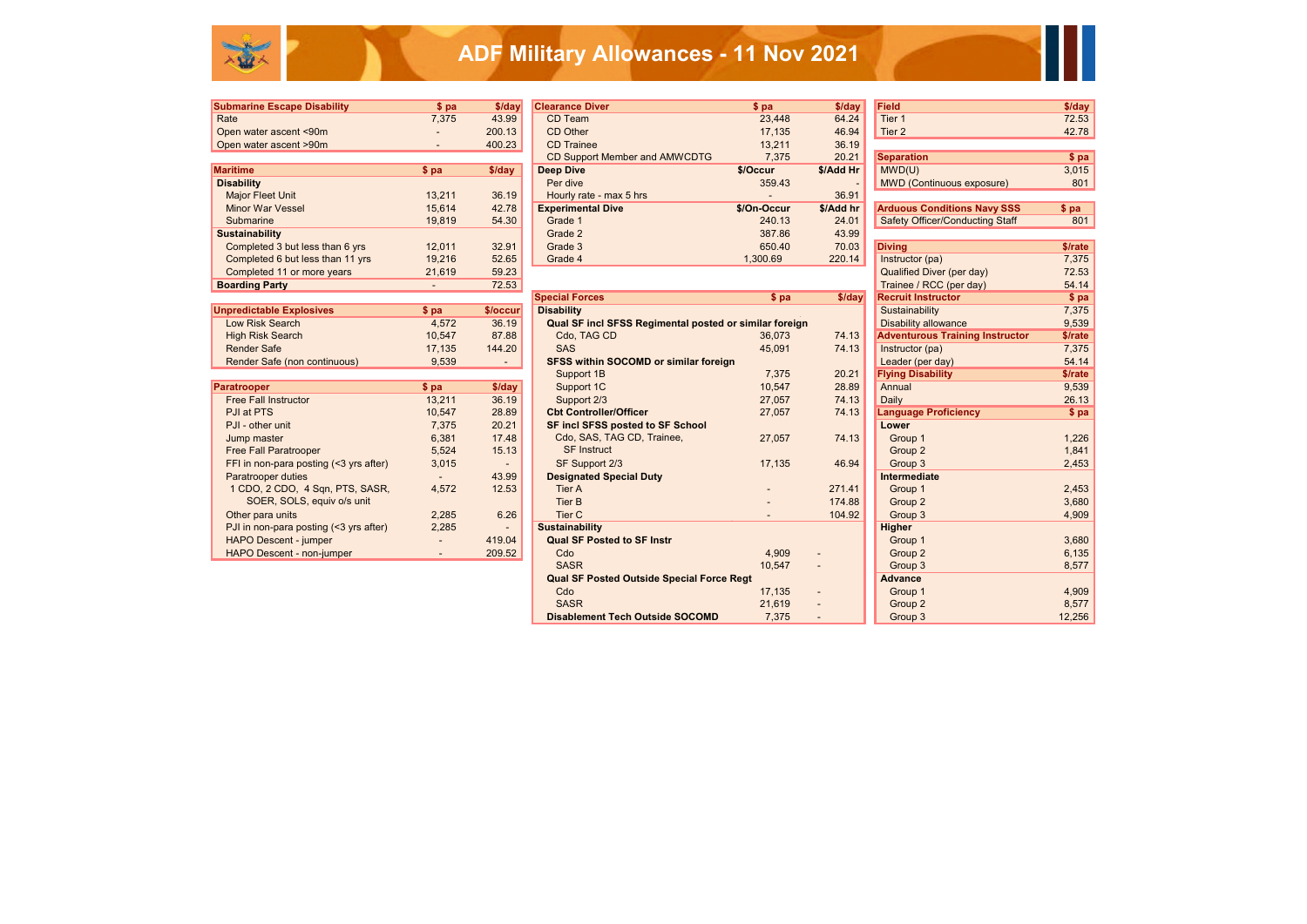# ADF Military Allowances - 11 Nov 2021

| Submarine Escape Disability | $ pa | $/day |
|---|---|---|
| Rate | 7,375 | 43.99 |
| Open water ascent <90m | - | 200.13 |
| Open water ascent >90m | - | 400.23 |

| Maritime | $ pa | $/day |
|---|---|---|
| **Disability** | | |
| Major Fleet Unit | 13,211 | 36.19 |
| Minor War Vessel | 15,614 | 42.78 |
| Submarine | 19,819 | 54.30 |
| **Sustainability** | | |
| Completed 3 but less than 6 yrs | 12,011 | 32.91 |
| Completed 6 but less than 11 yrs | 19,216 | 52.65 |
| Completed 11 or more years | 21,619 | 59.23 |
| **Boarding Party** | - | 72.53 |

| Unpredictable Explosives | $ pa | $/occur |
|---|---|---|
| Low Risk Search | 4,572 | 36.19 |
| High Risk Search | 10,547 | 87.88 |
| Render Safe | 17,135 | 144.20 |
| Render Safe (non continuous) | 9,539 | - |

| Paratrooper | $ pa | $/day |
|---|---|---|
| Free Fall Instructor | 13,211 | 36.19 |
| PJI at PTS | 10,547 | 28.89 |
| PJI - other unit | 7,375 | 20.21 |
| Jump master | 6,381 | 17.48 |
| Free Fall Paratrooper | 5,524 | 15.13 |
| FFI in non-para posting (<3 yrs after) | 3,015 | - |
| Paratrooper duties | - | 43.99 |
| 1 CDO, 2 CDO, 4 Sqn, PTS, SASR, SOER, SOLS, equiv o/s unit | 4,572 | 12.53 |
| Other para units | 2,285 | 6.26 |
| PJI in non-para posting (<3 yrs after) | 2,285 | - |
| HAPO Descent - jumper | - | 419.04 |
| HAPO Descent - non-jumper | - | 209.52 |

| Clearance Diver | $ pa | $/day |
|---|---|---|
| CD Team | 23,448 | 64.24 |
| CD Other | 17,135 | 46.94 |
| CD Trainee | 13,211 | 36.19 |
| CD Support Member and AMWCDTG | 7,375 | 20.21 |
| **Deep Dive** | **$/Occur** | **$/Add Hr** |
| Per dive | 359.43 | - |
| Hourly rate - max 5 hrs | - | 36.91 |
| **Experimental Dive** | **$/On-Occur** | **$/Add hr** |
| Grade 1 | 240.13 | 24.01 |
| Grade 2 | 387.86 | 43.99 |
| Grade 3 | 650.40 | 70.03 |
| Grade 4 | 1,300.69 | 220.14 |

| Special Forces | $ pa | $/day |
|---|---|---|
| **Disability** | | |
| **Qual SF incl SFSS Regimental posted or similar foreign** | | |
| Cdo, TAG CD | 36,073 | 74.13 |
| SAS | 45,091 | 74.13 |
| **SFSS within SOCOMD or similar foreign** | | |
| Support 1B | 7,375 | 20.21 |
| Support 1C | 10,547 | 28.89 |
| Support 2/3 | 27,057 | 74.13 |
| **Cbt Controller/Officer** | 27,057 | 74.13 |
| **SF incl SFSS posted to SF School** | | |
| Cdo, SAS, TAG CD, Trainee, SF Instruct | 27,057 | 74.13 |
| SF Support 2/3 | 17,135 | 46.94 |
| **Designated Special Duty** | | |
| Tier A | - | 271.41 |
| Tier B | - | 174.88 |
| Tier C | - | 104.92 |
| **Sustainability** | | |
| **Qual SF Posted to SF Instr** | | |
| Cdo | 4,909 | - |
| SASR | 10,547 | - |
| **Qual SF Posted Outside Special Force Regt** | | |
| Cdo | 17,135 | - |
| SASR | 21,619 | - |
| **Disablement Tech Outside SOCOMD** | 7,375 | - |

| Field | $/day |
|---|---|
| Tier 1 | 72.53 |
| Tier 2 | 42.78 |

| Separation | $ pa |
|---|---|
| MWD(U) | 3,015 |
| MWD (Continuous exposure) | 801 |

| Arduous Conditions Navy SSS | $ pa |
|---|---|
| Safety Officer/Conducting Staff | 801 |

| Diving | $/rate |
|---|---|
| Instructor (pa) | 7,375 |
| Qualified Diver (per day) | 72.53 |
| Trainee / RCC (per day) | 54.14 |
| **Recruit Instructor** | **$ pa** |
| Sustainability | 7,375 |
| Disability allowance | 9,539 |
| **Adventurous Training Instructor** | **$/rate** |
| Instructor (pa) | 7,375 |
| Leader (per day) | 54.14 |
| **Flying Disability** | **$/rate** |
| Annual | 9,539 |
| Daily | 26.13 |
| **Language Proficiency** | **$ pa** |
| **Lower** | |
| Group 1 | 1,226 |
| Group 2 | 1,841 |
| Group 3 | 2,453 |
| **Intermediate** | |
| Group 1 | 2,453 |
| Group 2 | 3,680 |
| Group 3 | 4,909 |
| **Higher** | |
| Group 1 | 3,680 |
| Group 2 | 6,135 |
| Group 3 | 8,577 |
| **Advance** | |
| Group 1 | 4,909 |
| Group 2 | 8,577 |
| Group 3 | 12,256 |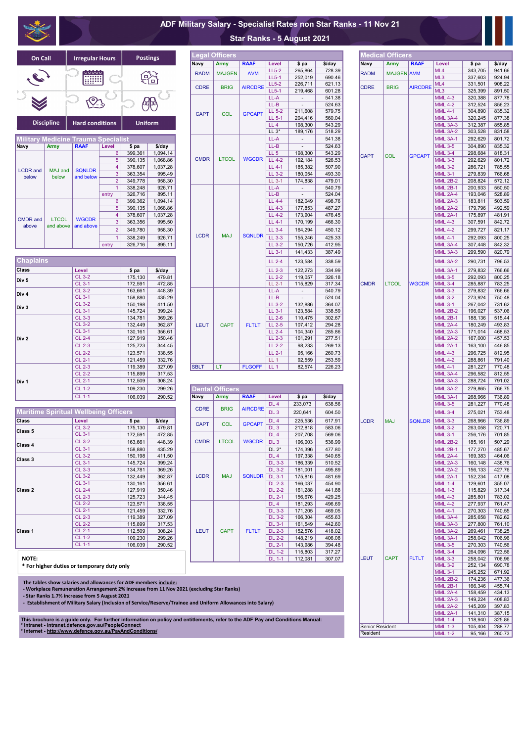# ADF Military Salary - Specialist Rates non Star Ranks - 11 Nov 21

## Star Ranks - 5 August 2021

| On Call | Irregular Hours | Postings |
|---|---|---|
| Discipline | Hard conditions | Uniform |

## Military Medicine Trauma Specialist

| Navy | Army | RAAF | Level | $ pa | $/day |
|---|---|---|---|---|---|
| LCDR and below | MAJ and below | SQNLDR and below | 6 | 399,361 | 1,094.14 |
| | | | 5 | 390,135 | 1,068.86 |
| | | | 4 | 378,607 | 1,037.28 |
| | | | 3 | 363,354 | 995.49 |
| | | | 2 | 349,778 | 958.30 |
| | | | 1 | 338,248 | 926.71 |
| | | | entry | 326,716 | 895.11 |
| CMDR and above | LTCOL and above | WGCDR and above | 6 | 399,362 | 1,094.14 |
| | | | 5 | 390,135 | 1,068.86 |
| | | | 4 | 378,607 | 1,037.28 |
| | | | 3 | 363,356 | 995.50 |
| | | | 2 | 349,780 | 958.30 |
| | | | 1 | 338,249 | 926.71 |
| | | | entry | 326,716 | 895.11 |

## Chaplains

| Class | Level | $ pa | $/day |
|---|---|---|---|
| Div 5 | CL 3-2 | 175,130 | 479.81 |
| | CL 3-1 | 172,591 | 472.85 |
| Div 4 | CL 3-2 | 163,661 | 448.39 |
| | CL 3-1 | 158,880 | 435.29 |
| Div 3 | CL 3-2 | 150,198 | 411.50 |
| | CL 3-1 | 145,724 | 399.24 |
| Div 2 | CL 3-3 | 134,781 | 369.26 |
| | CL 3-2 | 132,449 | 362.87 |
| | CL 3-1 | 130,161 | 356.61 |
| | CL 2-4 | 127,919 | 350.46 |
| | CL 2-3 | 125,723 | 344.45 |
| | CL 2-2 | 123,571 | 338.55 |
| | CL 2-1 | 121,459 | 332.76 |
| Div 1 | CL 2-3 | 119,389 | 327.09 |
| | CL 2-2 | 115,899 | 317.53 |
| | CL 2-1 | 112,509 | 308.24 |
| | CL 1-2 | 109,230 | 299.26 |
| | CL 1-1 | 106,039 | 290.52 |

## Maritime Spiritual Wellbeing Officers

| Class | Level | $ pa | $/day |
|---|---|---|---|
| Class 5 | CL 3-2 | 175,130 | 479.81 |
| | CL 3-1 | 172,591 | 472.85 |
| Class 4 | CL 3-2 | 163,661 | 448.39 |
| | CL 3-1 | 158,880 | 435.29 |
| Class 3 | CL 3-2 | 150,198 | 411.50 |
| | CL 3-1 | 145,724 | 399.24 |
| Class 2 | CL 3-3 | 134,781 | 369.26 |
| | CL 3-2 | 132,449 | 362.87 |
| | CL 3-1 | 130,161 | 356.61 |
| | CL 2-4 | 127,919 | 350.46 |
| | CL 2-3 | 125,723 | 344.45 |
| | CL 2-2 | 123,571 | 338.55 |
| | CL 2-1 | 121,459 | 332.76 |
| Class 1 | CL 2-3 | 119,389 | 327.09 |
| | CL 2-2 | 115,899 | 317.53 |
| | CL 2-1 | 112,509 | 308.24 |
| | CL 1-2 | 109,230 | 299.26 |
| | CL 1-1 | 106,039 | 290.52 |

**NOTE:**
**\* For higher duties or temporary duty only**

## Legal Officers

| Navy | Army | RAAF | Level | $ pa | $/day |
|---|---|---|---|---|---|
| RADM | MAJGEN | AVM | LL5-2 | 265,864 | 728.39 |
| | | | LL5-1 | 252,019 | 690.46 |
| CDRE | BRIG | AIRCDRE | LL5-2 | 226,711 | 621.13 |
| | | | LL5-1 | 219,468 | 601.28 |
| CAPT | COL | GPCAPT | LL-A | - | 541.38 |
| | | | LL-B | - | 524.63 |
| | | | LL 5-2 | 211,608 | 579.75 |
| | | | LL 5-1 | 204,416 | 560.04 |
| | | | LL 4 | 198,300 | 543.29 |
| | | | LL 3* | 189,176 | 518.29 |
| CMDR | LTCOL | WGCDR | LL-A | - | 541.38 |
| | | | LL-B | - | 524.63 |
| | | | LL 5 | 198,300 | 543.29 |
| | | | LL 4-2 | 192,184 | 526.53 |
| | | | LL 4-1 | 185,382 | 507.90 |
| | | | LL 3-2 | 180,054 | 493.30 |
| | | | LL 3-1 | 174,838 | 479.01 |
| LCDR | MAJ | SQNLDR | LL-A | - | 540.79 |
| | | | LL-B | - | 524.04 |
| | | | LL 4-4 | 182,049 | 498.76 |
| | | | LL 4-3 | 177,853 | 487.27 |
| | | | LL 4-2 | 173,904 | 476.45 |
| | | | LL 4-1 | 170,199 | 466.30 |
| | | | LL 3-4 | 164,294 | 450.12 |
| | | | LL 3-3 | 155,246 | 425.33 |
| | | | LL 3-2 | 150,726 | 412.95 |
| | | | LL 3-1 | 141,433 | 387.49 |
| | | | LL 2-4 | 123,584 | 338.59 |
| | | | LL 2-3 | 122,273 | 334.99 |
| | | | LL 2-2 | 119,057 | 326.18 |
| | | | LL 2-1 | 115,829 | 317.34 |
| LEUT | CAPT | FLTLT | LL-A | - | 540.79 |
| | | | LL-B | - | 524.04 |
| | | | LL 3-2 | 132,886 | 364.07 |
| | | | LL 3-1 | 123,584 | 338.59 |
| | | | LL 2-6 | 110,475 | 302.67 |
| | | | LL 2-5 | 107,412 | 294.28 |
| | | | LL 2-4 | 104,340 | 285.86 |
| | | | LL 2-3 | 101,291 | 277.51 |
| | | | LL 2-2 | 98,233 | 269.13 |
| | | | LL 2-1 | 95,166 | 260.73 |
| | | | LL 1 | 92,559 | 253.59 |
| SBLT | LT | FLGOFF | LL 1 | 82,574 | 226.23 |

## Dental Officers

| Navy | Army | RAAF | Level | $ pa | $/day |
|---|---|---|---|---|---|
| CDRE | BRIG | AIRCDRE | DL 4 | 233,073 | 638.56 |
| | | | DL 3 | 220,641 | 604.50 |
| CAPT | COL | GPCAPT | DL 4 | 225,536 | 617.91 |
| | | | DL 3 | 212,818 | 583.06 |
| CMDR | LTCOL | WGCDR | DL 4 | 207,708 | 569.06 |
| | | | DL 3 | 196,003 | 536.99 |
| | | | DL 2* | 174,396 | 477.80 |
| LCDR | MAJ | SQNLDR | DL 4 | 197,338 | 540.65 |
| | | | DL 3-3 | 186,339 | 510.52 |
| | | | DL 3-2 | 181,001 | 495.89 |
| | | | DL 3-1 | 175,816 | 481.69 |
| | | | DL 2-3 | 166,037 | 454.90 |
| | | | DL 2-2 | 161,288 | 441.88 |
| | | | DL 2-1 | 156,676 | 429.25 |
| LEUT | CAPT | FLTLT | DL 4 | 181,293 | 496.69 |
| | | | DL 3-3 | 171,205 | 469.05 |
| | | | DL 3-2 | 166,304 | 455.63 |
| | | | DL 3-1 | 161,549 | 442.60 |
| | | | DL 2-3 | 152,576 | 418.02 |
| | | | DL 2-2 | 148,219 | 406.08 |
| | | | DL 2-1 | 143,986 | 394.48 |
| | | | DL 1-2 | 115,803 | 317.27 |
| | | | DL 1-1 | 112,081 | 307.07 |

The tables show salaries and allowances for ADF members include:
- Workplace Remuneration Arrangement 2% increase from 11 Nov 2021 (excluding Star Ranks)
- Star Ranks 1.7% increase from 5 August 2021
- Establishment of Military Salary (Inclusion of Service/Reserve/Trainee and Uniform Allowances into Salary)

This brochure is a guide only. For further information on policy and entitlements, refer to the ADF Pay and Conditions Manual:
\* Intranet - intranet.defence.gov.au/PeopleConnect
\* Internet - http://www.defence.gov.au/PayAndConditions/

## Medical Officers

| Navy | Army | RAAF | Level | $ pa | $/day |
|---|---|---|---|---|---|
| RADM | MAJGEN | AVM | ML4 | 343,705 | 941.66 |
| | | | ML3 | 337,603 | 924.94 |
| CDRE | BRIG | AIRCDRE | ML4 | 331,501 | 908.22 |
| | | | ML3 | 325,399 | 891.50 |
| CAPT | COL | GPCAPT | MML 4-3 | 320,388 | 877.78 |
| | | | MML 4-2 | 312,524 | 856.23 |
| | | | MML 4-1 | 304,890 | 835.32 |
| | | | MML 3A-4 | 320,245 | 877.38 |
| | | | MML 3A-3 | 312,387 | 855.85 |
| | | | MML 3A-2 | 303,528 | 831.58 |
| | | | MML 3A-1 | 292,629 | 801.72 |
| | | | MML 3-5 | 304,890 | 835.32 |
| | | | MML 3-4 | 298,684 | 818.31 |
| | | | MML 3-3 | 292,629 | 801.72 |
| | | | MML 3-2 | 286,721 | 785.55 |
| | | | MML 3-1 | 279,839 | 766.68 |
| | | | MML 2B-2 | 208,824 | 572.12 |
| | | | MML 2B-1 | 200,933 | 550.50 |
| | | | MML 2A-4 | 193,046 | 528.89 |
| | | | MML 2A-3 | 183,811 | 503.59 |
| | | | MML 2A-2 | 179,796 | 492.59 |
| | | | MML 2A-1 | 175,897 | 481.91 |
| CMDR | LTCOL | WGCDR | MML 4-3 | 307,591 | 842.72 |
| | | | MML 4-2 | 299,727 | 821.17 |
| | | | MML 4-1 | 292,093 | 800.25 |
| | | | MML 3A-4 | 307,448 | 842.32 |
| | | | MML 3A-3 | 299,590 | 820.79 |
| | | | MML 3A-2 | 290,731 | 796.53 |
| | | | MML 3A-1 | 279,832 | 766.66 |
| | | | MML 3-5 | 292,093 | 800.25 |
| | | | MML 3-4 | 285,887 | 783.25 |
| | | | MML 3-3 | 279,832 | 766.66 |
| | | | MML 3-2 | 273,924 | 750.48 |
| | | | MML 3-1 | 267,042 | 731.62 |
| | | | MML 2B-2 | 196,027 | 537.06 |
| | | | MML 2B-1 | 188,136 | 515.44 |
| | | | MML 2A-4 | 180,249 | 493.83 |
| | | | MML 2A-3 | 171,014 | 468.53 |
| | | | MML 2A-2 | 167,000 | 457.53 |
| | | | MML 2A-1 | 163,100 | 446.85 |
| LCDR | MAJ | SQNLDR | MML 4-3 | 296,725 | 812.95 |
| | | | MML 4-2 | 288,861 | 791.40 |
| | | | MML 4-1 | 281,227 | 770.48 |
| | | | MML 3A-4 | 296,582 | 812.55 |
| | | | MML 3A-3 | 288,724 | 791.02 |
| | | | MML 3A-2 | 279,865 | 766.75 |
| | | | MML 3A-1 | 268,966 | 736.89 |
| | | | MML 3-5 | 281,227 | 770.48 |
| | | | MML 3-4 | 275,021 | 753.48 |
| | | | MML 3-3 | 268,966 | 736.89 |
| | | | MML 3-2 | 263,058 | 720.71 |
| | | | MML 3-1 | 256,176 | 701.85 |
| | | | MML 2B-2 | 185,161 | 507.29 |
| | | | MML 2B-1 | 177,270 | 485.67 |
| | | | MML 2A-4 | 169,383 | 464.06 |
| | | | MML 2A-3 | 160,148 | 438.76 |
| | | | MML 2A-2 | 156,133 | 427.76 |
| | | | MML 2A-1 | 152,234 | 417.08 |
| | | | MML 1-4 | 129,601 | 355.07 |
| | | | MML 1-3 | 115,829 | 317.34 |
| LEUT | CAPT | FLTLT | MML 4-3 | 285,801 | 783.02 |
| | | | MML 4-2 | 277,937 | 761.47 |
| | | | MML 4-1 | 270,303 | 740.55 |
| | | | MML 3A-4 | 285,658 | 782.62 |
| | | | MML 3A-3 | 277,800 | 761.10 |
| | | | MML 3A-2 | 269,461 | 738.25 |
| | | | MML 3A-1 | 258,042 | 706.96 |
| | | | MML 3-5 | 270,303 | 740.56 |
| | | | MML 3-4 | 264,096 | 723.56 |
| | | | MML 3-3 | 258,042 | 706.96 |
| | | | MML 3-2 | 252,134 | 690.78 |
| | | | MML 3-1 | 245,252 | 671.92 |
| | | | MML 2B-2 | 174,236 | 477.36 |
| | | | MML 2B-1 | 166,346 | 455.74 |
| | | | MML 2A-4 | 158,459 | 434.13 |
| | | | MML 2A-3 | 149,224 | 408.83 |
| | | | MML 2A-2 | 145,209 | 397.83 |
| | | | MML 2A-1 | 141,310 | 387.15 |
| | | | MML 1-4 | 118,940 | 325.86 |
| Senior Resident | | | MML 1-3 | 105,404 | 288.77 |
| Resident | | | MML 1-2 | 95,166 | 260.73 |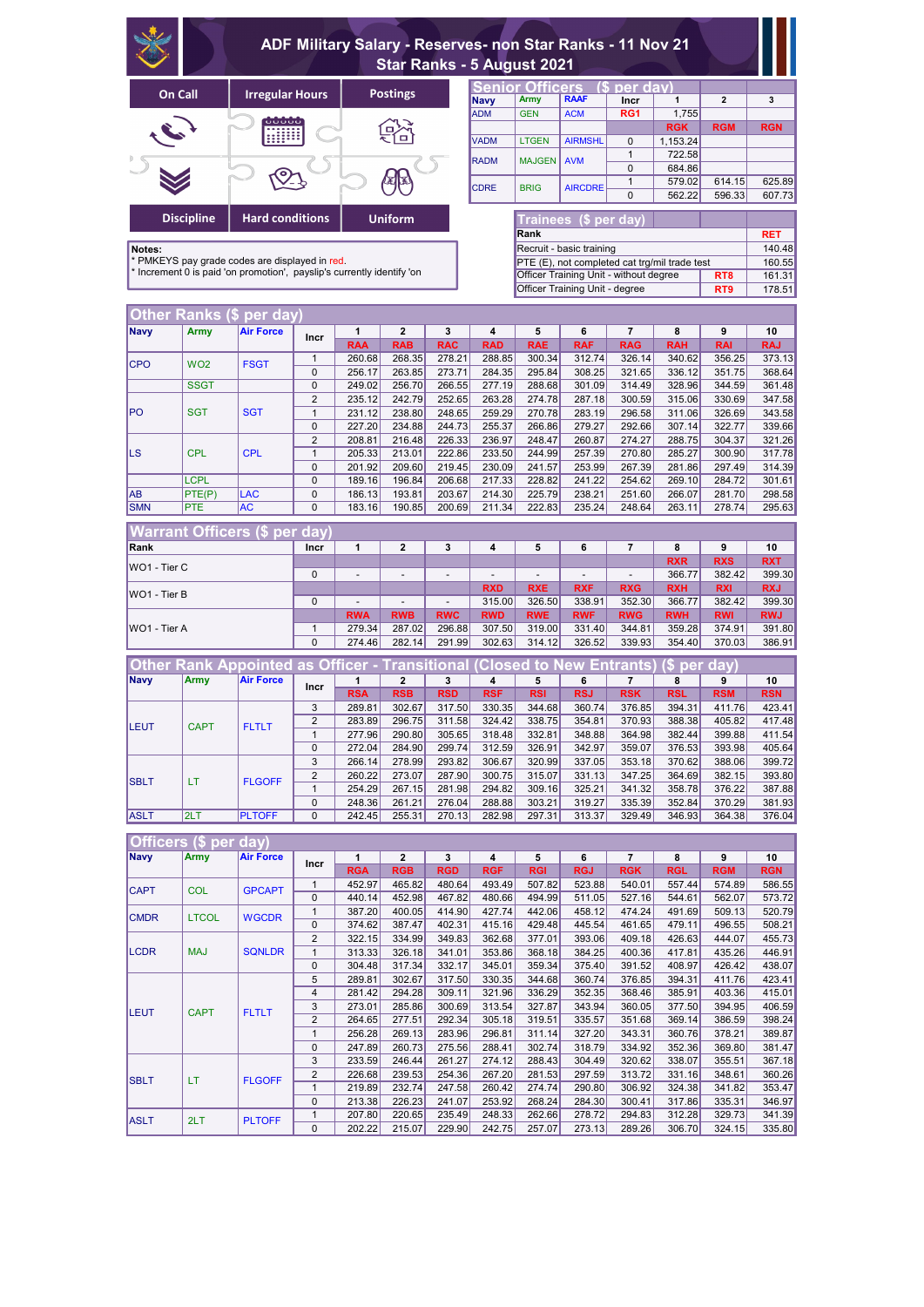# ADF Military Salary - Reserves- non Star Ranks - 11 Nov 21
## Star Ranks - 5 August 2021

On Call | Irregular Hours | Postings | Discipline | Hard conditions | Uniform

**Notes:**
* PMKEYS pay grade codes are displayed in red.
* Increment 0 is paid 'on promotion', payslip's currently identify 'on

## Senior Officers ($ per day)

| Navy | Army | RAAF | Incr | 1 | 2 | 3 |
|---|---|---|---|---|---|---|
| ADM | GEN | ACM | RG1 | 1,755 | | |
| | | | | RGK | RGM | RGN |
| VADM | LTGEN | AIRMSHL | 0 | 1,153.24 | | |
| RADM | MAJGEN | AVM | 1 | 722.58 | | |
| | | | 0 | 684.86 | | |
| CDRE | BRIG | AIRCDRE | 1 | 579.02 | 614.15 | 625.89 |
| | | | 0 | 562.22 | 596.33 | 607.73 |

## Trainees ($ per day)

| Rank | | RET |
|---|---|---|
| Recruit - basic training | | 140.48 |
| PTE (E), not completed cat trg/mil trade test | | 160.55 |
| Officer Training Unit - without degree | RT8 | 161.31 |
| Officer Training Unit - degree | RT9 | 178.51 |

## Other Ranks ($ per day)

| Navy | Army | Air Force | Incr | 1 | 2 | 3 | 4 | 5 | 6 | 7 | 8 | 9 | 10 |
|---|---|---|---|---|---|---|---|---|---|---|---|---|---|
| | | | | RAA | RAB | RAC | RAD | RAE | RAF | RAG | RAH | RAI | RAJ |
| CPO | WO2 | FSGT | 1 | 260.68 | 268.35 | 278.21 | 288.85 | 300.34 | 312.74 | 326.14 | 340.62 | 356.25 | 373.13 |
| | | | 0 | 256.17 | 263.85 | 273.71 | 284.35 | 295.84 | 308.25 | 321.65 | 336.12 | 351.75 | 368.64 |
| | SSGT | | 0 | 249.02 | 256.70 | 266.55 | 277.19 | 288.68 | 301.09 | 314.49 | 328.96 | 344.59 | 361.48 |
| PO | SGT | SGT | 2 | 235.12 | 242.79 | 252.65 | 263.28 | 274.78 | 287.18 | 300.59 | 315.06 | 330.69 | 347.58 |
| | | | 1 | 231.12 | 238.80 | 248.65 | 259.29 | 270.78 | 283.19 | 296.58 | 311.06 | 326.69 | 343.58 |
| | | | 0 | 227.20 | 234.88 | 244.73 | 255.37 | 266.86 | 279.27 | 292.66 | 307.14 | 322.77 | 339.66 |
| LS | CPL | CPL | 2 | 208.81 | 216.48 | 226.33 | 236.97 | 248.47 | 260.87 | 274.27 | 288.75 | 304.37 | 321.26 |
| | | | 1 | 205.33 | 213.01 | 222.86 | 233.50 | 244.99 | 257.39 | 270.80 | 285.27 | 300.90 | 317.78 |
| | | | 0 | 201.92 | 209.60 | 219.45 | 230.09 | 241.57 | 253.99 | 267.39 | 281.86 | 297.49 | 314.39 |
| | LCPL | | 0 | 189.16 | 196.84 | 206.68 | 217.33 | 228.82 | 241.22 | 254.62 | 269.10 | 284.72 | 301.61 |
| AB | PTE(P) | LAC | 0 | 186.13 | 193.81 | 203.67 | 214.30 | 225.79 | 238.21 | 251.60 | 266.07 | 281.70 | 298.58 |
| SMN | PTE | AC | 0 | 183.16 | 190.85 | 200.69 | 211.34 | 222.83 | 235.24 | 248.64 | 263.11 | 278.74 | 295.63 |

## Warrant Officers ($ per day)

| Rank | Incr | 1 | 2 | 3 | 4 | 5 | 6 | 7 | 8 | 9 | 10 |
|---|---|---|---|---|---|---|---|---|---|---|---|
| WO1 - Tier C | | | | | | | | | RXR | RXS | RXT |
| | 0 | - | - | - | - | - | - | - | 366.77 | 382.42 | 399.30 |
| WO1 - Tier B | | | | | RXD | RXE | RXF | RXG | RXH | RXI | RXJ |
| | 0 | - | - | - | 315.00 | 326.50 | 338.91 | 352.30 | 366.77 | 382.42 | 399.30 |
| WO1 - Tier A | | RWA | RWB | RWC | RWD | RWE | RWF | RWG | RWH | RWI | RWJ |
| | 1 | 279.34 | 287.02 | 296.88 | 307.50 | 319.00 | 331.40 | 344.81 | 359.28 | 374.91 | 391.80 |
| | 0 | 274.46 | 282.14 | 291.99 | 302.63 | 314.12 | 326.52 | 339.93 | 354.40 | 370.03 | 386.91 |

## Other Rank Appointed as Officer - Transitional (Closed to New Entrants) ($ per day)

| Navy | Army | Air Force | Incr | 1 | 2 | 3 | 4 | 5 | 6 | 7 | 8 | 9 | 10 |
|---|---|---|---|---|---|---|---|---|---|---|---|---|---|
| | | | | RSA | RSB | RSD | RSF | RSI | RSJ | RSK | RSL | RSM | RSN |
| LEUT | CAPT | FLTLT | 3 | 289.81 | 302.67 | 317.50 | 330.35 | 344.68 | 360.74 | 376.85 | 394.31 | 411.76 | 423.41 |
| | | | 2 | 283.89 | 296.75 | 311.58 | 324.42 | 338.75 | 354.81 | 370.93 | 388.38 | 405.82 | 417.48 |
| | | | 1 | 277.96 | 290.80 | 305.65 | 318.48 | 332.81 | 348.88 | 364.98 | 382.44 | 399.88 | 411.54 |
| | | | 0 | 272.04 | 284.90 | 299.74 | 312.59 | 326.91 | 342.97 | 359.07 | 376.53 | 393.98 | 405.64 |
| SBLT | LT | FLGOFF | 3 | 266.14 | 278.99 | 293.82 | 306.67 | 320.99 | 337.05 | 353.18 | 370.62 | 388.06 | 399.72 |
| | | | 2 | 260.22 | 273.07 | 287.90 | 300.75 | 315.07 | 331.13 | 347.25 | 364.69 | 382.15 | 393.80 |
| | | | 1 | 254.29 | 267.15 | 281.98 | 294.82 | 309.16 | 325.21 | 341.32 | 358.78 | 376.22 | 387.88 |
| | | | 0 | 248.36 | 261.21 | 276.04 | 288.88 | 303.21 | 319.27 | 335.39 | 352.84 | 370.29 | 381.93 |
| ASLT | 2LT | PLTOFF | 0 | 242.45 | 255.31 | 270.13 | 282.98 | 297.31 | 313.37 | 329.49 | 346.93 | 364.38 | 376.04 |

## Officers ($ per day)

| Navy | Army | Air Force | Incr | 1 | 2 | 3 | 4 | 5 | 6 | 7 | 8 | 9 | 10 |
|---|---|---|---|---|---|---|---|---|---|---|---|---|---|
| | | | | RGA | RGB | RGD | RGF | RGI | RGJ | RGK | RGL | RGM | RGN |
| CAPT | COL | GPCAPT | 1 | 452.97 | 465.82 | 480.64 | 493.49 | 507.82 | 523.88 | 540.01 | 557.44 | 574.89 | 586.55 |
| | | | 0 | 440.14 | 452.98 | 467.82 | 480.66 | 494.99 | 511.05 | 527.16 | 544.61 | 562.07 | 573.72 |
| CMDR | LTCOL | WGCDR | 1 | 387.20 | 400.05 | 414.90 | 427.74 | 442.06 | 458.12 | 474.24 | 491.69 | 509.13 | 520.79 |
| | | | 0 | 374.62 | 387.47 | 402.31 | 415.16 | 429.48 | 445.54 | 461.65 | 479.11 | 496.55 | 508.21 |
| LCDR | MAJ | SQNLDR | 2 | 322.15 | 334.99 | 349.83 | 362.68 | 377.01 | 393.06 | 409.18 | 426.63 | 444.07 | 455.73 |
| | | | 1 | 313.33 | 326.18 | 341.01 | 353.86 | 368.18 | 384.25 | 400.36 | 417.81 | 435.26 | 446.91 |
| | | | 0 | 304.48 | 317.34 | 332.17 | 345.01 | 359.34 | 375.40 | 391.52 | 408.97 | 426.42 | 438.07 |
| LEUT | CAPT | FLTLT | 5 | 289.81 | 302.67 | 317.50 | 330.35 | 344.68 | 360.74 | 376.85 | 394.31 | 411.76 | 423.41 |
| | | | 4 | 281.42 | 294.28 | 309.11 | 321.96 | 336.29 | 352.35 | 368.46 | 385.91 | 403.36 | 415.01 |
| | | | 3 | 273.01 | 285.86 | 300.69 | 313.54 | 327.87 | 343.94 | 360.05 | 377.50 | 394.95 | 406.59 |
| | | | 2 | 264.65 | 277.51 | 292.34 | 305.18 | 319.51 | 335.57 | 351.68 | 369.14 | 386.59 | 398.24 |
| | | | 1 | 256.28 | 269.13 | 283.96 | 296.81 | 311.14 | 327.20 | 343.31 | 360.76 | 378.21 | 389.87 |
| | | | 0 | 247.89 | 260.73 | 275.56 | 288.41 | 302.74 | 318.79 | 334.92 | 352.36 | 369.80 | 381.47 |
| SBLT | LT | FLGOFF | 3 | 233.59 | 246.44 | 261.27 | 274.12 | 288.43 | 304.49 | 320.62 | 338.07 | 355.51 | 367.18 |
| | | | 2 | 226.68 | 239.53 | 254.36 | 267.20 | 281.53 | 297.59 | 313.72 | 331.16 | 348.61 | 360.26 |
| | | | 1 | 219.89 | 232.74 | 247.58 | 260.42 | 274.74 | 290.80 | 306.92 | 324.38 | 341.82 | 353.47 |
| | | | 0 | 213.37 | 226.23 | 241.07 | 253.92 | 268.24 | 284.30 | 300.41 | 317.86 | 335.31 | 346.97 |
| ASLT | 2LT | PLTOFF | 1 | 207.80 | 220.65 | 235.49 | 248.33 | 262.66 | 278.72 | 294.83 | 312.28 | 329.73 | 341.39 |
| | | | 0 | 202.22 | 215.07 | 229.90 | 242.75 | 257.07 | 273.13 | 289.26 | 306.70 | 324.15 | 335.80 |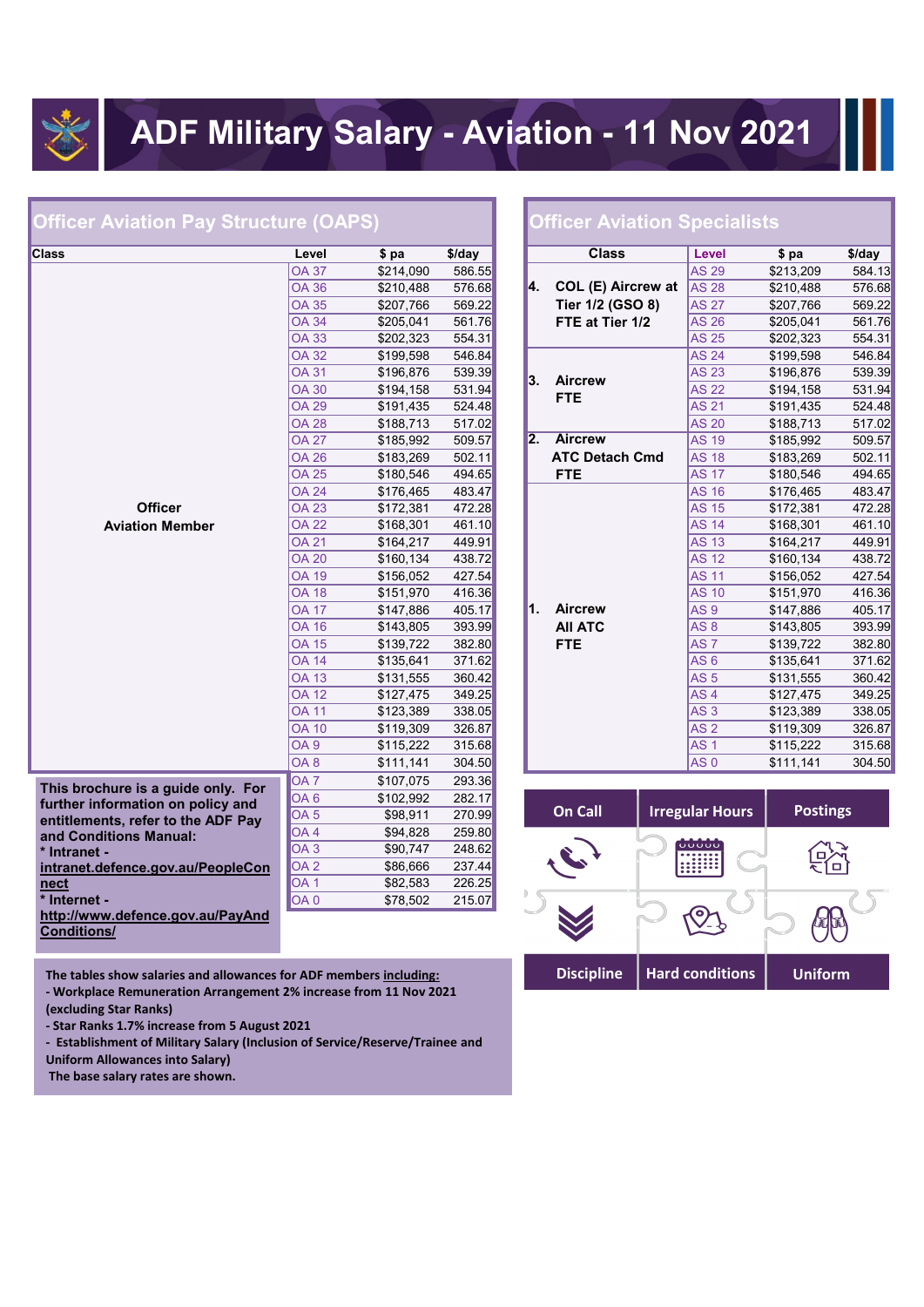# ADF Military Salary - Aviation - 11 Nov 2021

## Officer Aviation Pay Structure (OAPS)

| Class | Level | $ pa | $/day |
|---|---|---|---|
| Officer Aviation Member | OA 37 | $214,090 | 586.55 |
| | OA 36 | $210,488 | 576.68 |
| | OA 35 | $207,766 | 569.22 |
| | OA 34 | $205,041 | 561.76 |
| | OA 33 | $202,323 | 554.31 |
| | OA 32 | $199,598 | 546.84 |
| | OA 31 | $196,876 | 539.39 |
| | OA 30 | $194,158 | 531.94 |
| | OA 29 | $191,435 | 524.48 |
| | OA 28 | $188,713 | 517.02 |
| | OA 27 | $185,992 | 509.57 |
| | OA 26 | $183,269 | 502.11 |
| | OA 25 | $180,546 | 494.65 |
| | OA 24 | $176,465 | 483.47 |
| | OA 23 | $172,381 | 472.28 |
| | OA 22 | $168,301 | 461.10 |
| | OA 21 | $164,217 | 449.91 |
| | OA 20 | $160,134 | 438.72 |
| | OA 19 | $156,052 | 427.54 |
| | OA 18 | $151,970 | 416.36 |
| | OA 17 | $147,886 | 405.17 |
| | OA 16 | $143,805 | 393.99 |
| | OA 15 | $139,722 | 382.80 |
| | OA 14 | $135,641 | 371.62 |
| | OA 13 | $131,555 | 360.42 |
| | OA 12 | $127,475 | 349.25 |
| | OA 11 | $123,389 | 338.05 |
| | OA 10 | $119,309 | 326.87 |
| | OA 9 | $115,222 | 315.68 |
| | OA 8 | $111,141 | 304.50 |
| | OA 7 | $107,075 | 293.36 |
| | OA 6 | $102,992 | 282.17 |
| | OA 5 | $98,911 | 270.99 |
| | OA 4 | $94,828 | 259.80 |
| | OA 3 | $90,747 | 248.62 |
| | OA 2 | $86,666 | 237.44 |
| | OA 1 | $82,583 | 226.25 |
| | OA 0 | $78,502 | 215.07 |

**This brochure is a guide only. For further information on policy and entitlements, refer to the ADF Pay and Conditions Manual:**
**\* Intranet - intranet.defence.gov.au/PeopleConnect**
**\* Internet - http://www.defence.gov.au/PayAndConditions/**

## Officer Aviation Specialists

| Class | Level | $ pa | $/day |
|---|---|---|---|
| 4. COL (E) Aircrew at Tier 1/2 (GSO 8) FTE at Tier 1/2 | AS 29 | $213,209 | 584.13 |
| | AS 28 | $210,488 | 576.68 |
| | AS 27 | $207,766 | 569.22 |
| | AS 26 | $205,041 | 561.76 |
| | AS 25 | $202,323 | 554.31 |
| 3. Aircrew FTE | AS 24 | $199,598 | 546.84 |
| | AS 23 | $196,876 | 539.39 |
| | AS 22 | $194,158 | 531.94 |
| | AS 21 | $191,435 | 524.48 |
| | AS 20 | $188,713 | 517.02 |
| 2. Aircrew ATC Detach Cmd FTE | AS 19 | $185,992 | 509.57 |
| | AS 18 | $183,269 | 502.11 |
| | AS 17 | $180,546 | 494.65 |
| 1. Aircrew All ATC FTE | AS 16 | $176,465 | 483.47 |
| | AS 15 | $172,381 | 472.28 |
| | AS 14 | $168,301 | 461.10 |
| | AS 13 | $164,217 | 449.91 |
| | AS 12 | $160,134 | 438.72 |
| | AS 11 | $156,052 | 427.54 |
| | AS 10 | $151,970 | 416.36 |
| | AS 9 | $147,886 | 405.17 |
| | AS 8 | $143,805 | 393.99 |
| | AS 7 | $139,722 | 382.80 |
| | AS 6 | $135,641 | 371.62 |
| | AS 5 | $131,555 | 360.42 |
| | AS 4 | $127,475 | 349.25 |
| | AS 3 | $123,389 | 338.05 |
| | AS 2 | $119,309 | 326.87 |
| | AS 1 | $115,222 | 315.68 |
| | AS 0 | $111,141 | 304.50 |

On Call | Irregular Hours | Postings
Discipline | Hard conditions | Uniform

**The tables show salaries and allowances for ADF members <u>including:</u>**
**- Workplace Remuneration Arrangement 2% increase from 11 Nov 2021 (excluding Star Ranks)**
**- Star Ranks 1.7% increase from 5 August 2021**
**- Establishment of Military Salary (Inclusion of Service/Reserve/Trainee and Uniform Allowances into Salary)**
**The base salary rates are shown.**